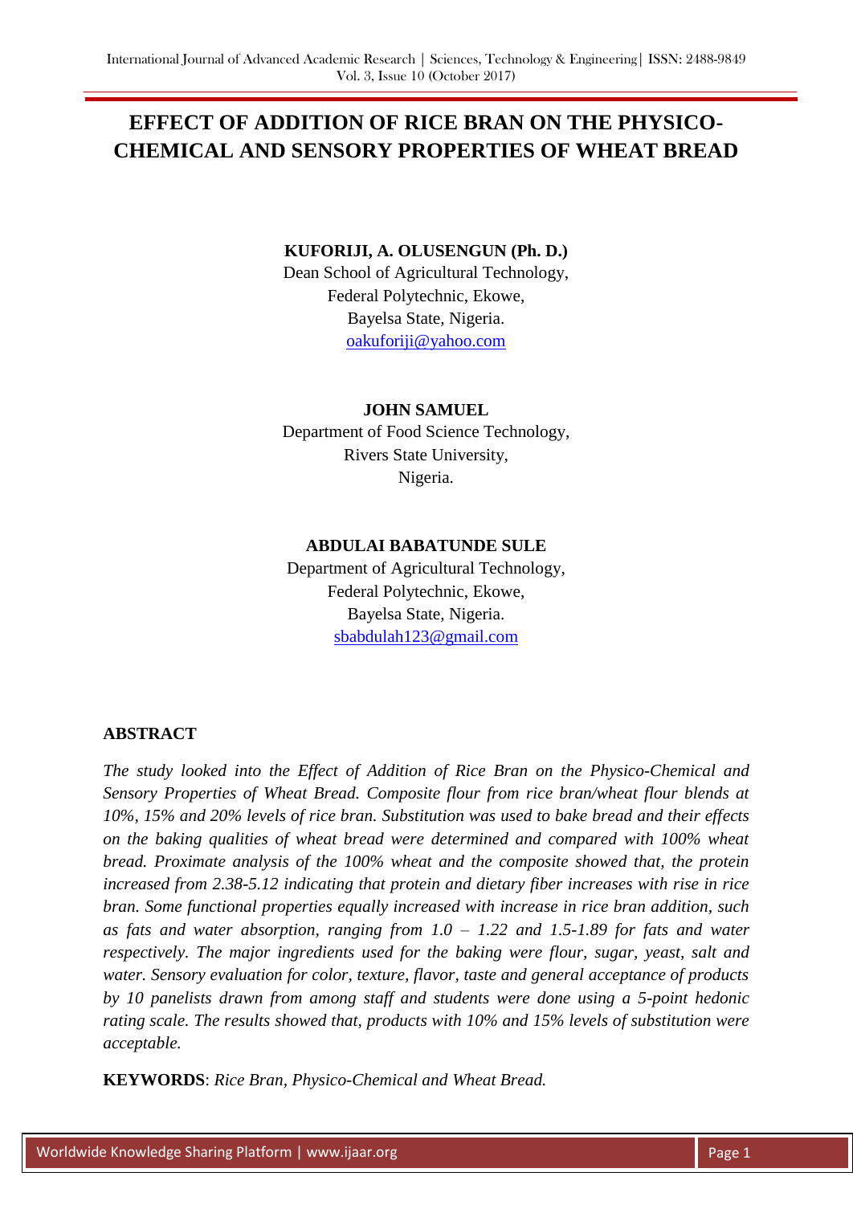# EFFECT OF ADDITION OF RICE BRAN ON THE PHYSICO-CHEMICAL AND SENSORY PROPERTIES OF WHEAT BREAD

**KUFORIJI, A. OLUSENGUN (Ph. D.)**
Dean School of Agricultural Technology,
Federal Polytechnic, Ekowe,
Bayelsa State, Nigeria.
oakuforiji@yahoo.com

**JOHN SAMUEL**
Department of Food Science Technology,
Rivers State University,
Nigeria.

**ABDULAI BABATUNDE SULE**
Department of Agricultural Technology,
Federal Polytechnic, Ekowe,
Bayelsa State, Nigeria.
sbabdulah123@gmail.com

## ABSTRACT

*The study looked into the Effect of Addition of Rice Bran on the Physico-Chemical and Sensory Properties of Wheat Bread. Composite flour from rice bran/wheat flour blends at 10%, 15% and 20% levels of rice bran. Substitution was used to bake bread and their effects on the baking qualities of wheat bread were determined and compared with 100% wheat bread. Proximate analysis of the 100% wheat and the composite showed that, the protein increased from 2.38-5.12 indicating that protein and dietary fiber increases with rise in rice bran. Some functional properties equally increased with increase in rice bran addition, such as fats and water absorption, ranging from 1.0 – 1.22 and 1.5-1.89 for fats and water respectively. The major ingredients used for the baking were flour, sugar, yeast, salt and water. Sensory evaluation for color, texture, flavor, taste and general acceptance of products by 10 panelists drawn from among staff and students were done using a 5-point hedonic rating scale. The results showed that, products with 10% and 15% levels of substitution were acceptable.*

**KEYWORDS**: *Rice Bran, Physico-Chemical and Wheat Bread.*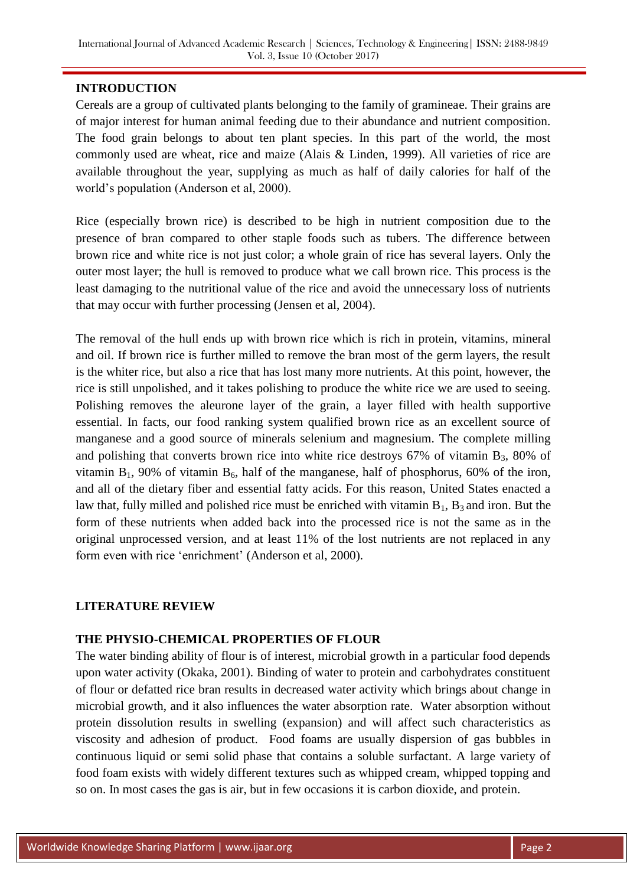## INTRODUCTION

Cereals are a group of cultivated plants belonging to the family of gramineae. Their grains are of major interest for human animal feeding due to their abundance and nutrient composition. The food grain belongs to about ten plant species. In this part of the world, the most commonly used are wheat, rice and maize (Alais & Linden, 1999). All varieties of rice are available throughout the year, supplying as much as half of daily calories for half of the world's population (Anderson et al, 2000).

Rice (especially brown rice) is described to be high in nutrient composition due to the presence of bran compared to other staple foods such as tubers. The difference between brown rice and white rice is not just color; a whole grain of rice has several layers. Only the outer most layer; the hull is removed to produce what we call brown rice. This process is the least damaging to the nutritional value of the rice and avoid the unnecessary loss of nutrients that may occur with further processing (Jensen et al, 2004).

The removal of the hull ends up with brown rice which is rich in protein, vitamins, mineral and oil. If brown rice is further milled to remove the bran most of the germ layers, the result is the whiter rice, but also a rice that has lost many more nutrients. At this point, however, the rice is still unpolished, and it takes polishing to produce the white rice we are used to seeing. Polishing removes the aleurone layer of the grain, a layer filled with health supportive essential. In facts, our food ranking system qualified brown rice as an excellent source of manganese and a good source of minerals selenium and magnesium. The complete milling and polishing that converts brown rice into white rice destroys 67% of vitamin $B_3$, 80% of vitamin $B_1$, 90% of vitamin $B_6$, half of the manganese, half of phosphorus, 60% of the iron, and all of the dietary fiber and essential fatty acids. For this reason, United States enacted a law that, fully milled and polished rice must be enriched with vitamin $B_1$, $B_3$ and iron. But the form of these nutrients when added back into the processed rice is not the same as in the original unprocessed version, and at least 11% of the lost nutrients are not replaced in any form even with rice 'enrichment' (Anderson et al, 2000).

## LITERATURE REVIEW

### THE PHYSIO-CHEMICAL PROPERTIES OF FLOUR

The water binding ability of flour is of interest, microbial growth in a particular food depends upon water activity (Okaka, 2001). Binding of water to protein and carbohydrates constituent of flour or defatted rice bran results in decreased water activity which brings about change in microbial growth, and it also influences the water absorption rate. Water absorption without protein dissolution results in swelling (expansion) and will affect such characteristics as viscosity and adhesion of product. Food foams are usually dispersion of gas bubbles in continuous liquid or semi solid phase that contains a soluble surfactant. A large variety of food foam exists with widely different textures such as whipped cream, whipped topping and so on. In most cases the gas is air, but in few occasions it is carbon dioxide, and protein.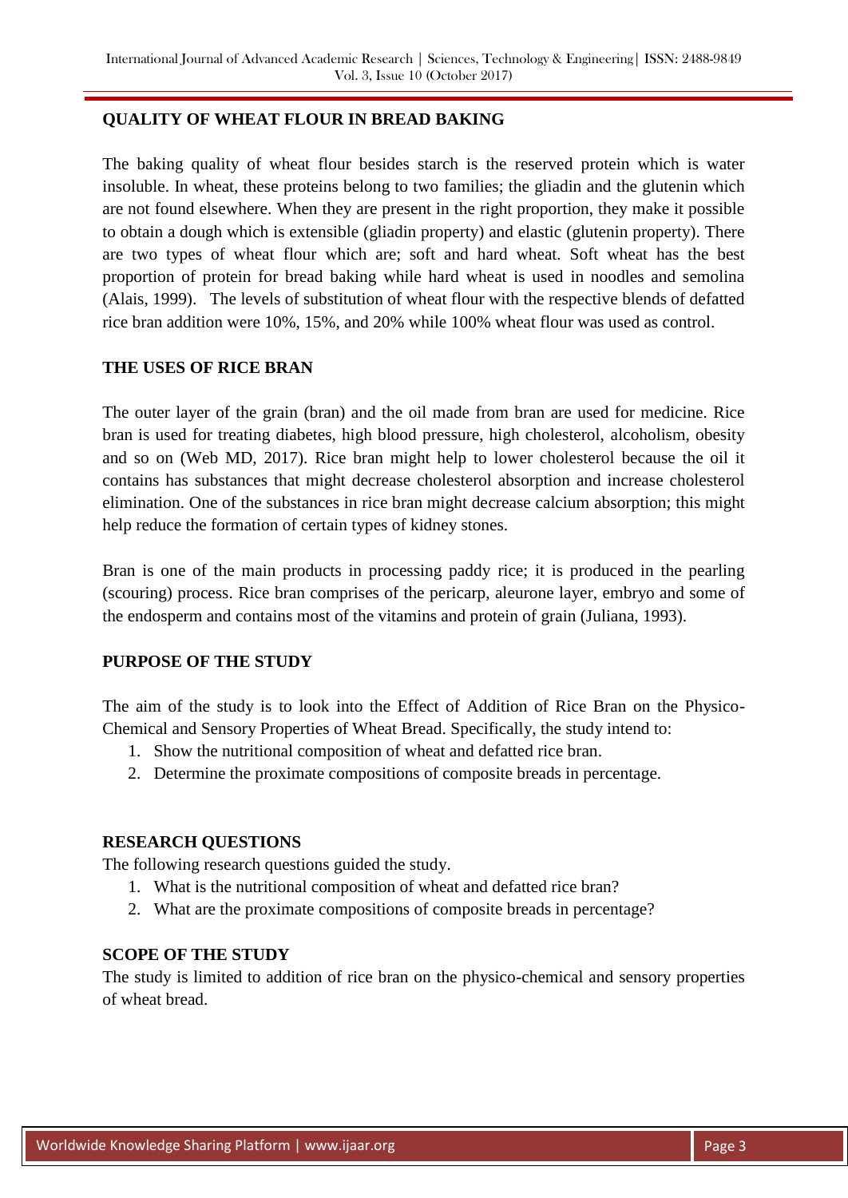## QUALITY OF WHEAT FLOUR IN BREAD BAKING

The baking quality of wheat flour besides starch is the reserved protein which is water insoluble. In wheat, these proteins belong to two families; the gliadin and the glutenin which are not found elsewhere. When they are present in the right proportion, they make it possible to obtain a dough which is extensible (gliadin property) and elastic (glutenin property). There are two types of wheat flour which are; soft and hard wheat. Soft wheat has the best proportion of protein for bread baking while hard wheat is used in noodles and semolina (Alais, 1999). The levels of substitution of wheat flour with the respective blends of defatted rice bran addition were 10%, 15%, and 20% while 100% wheat flour was used as control.

## THE USES OF RICE BRAN

The outer layer of the grain (bran) and the oil made from bran are used for medicine. Rice bran is used for treating diabetes, high blood pressure, high cholesterol, alcoholism, obesity and so on (Web MD, 2017). Rice bran might help to lower cholesterol because the oil it contains has substances that might decrease cholesterol absorption and increase cholesterol elimination. One of the substances in rice bran might decrease calcium absorption; this might help reduce the formation of certain types of kidney stones.

Bran is one of the main products in processing paddy rice; it is produced in the pearling (scouring) process. Rice bran comprises of the pericarp, aleurone layer, embryo and some of the endosperm and contains most of the vitamins and protein of grain (Juliana, 1993).

## PURPOSE OF THE STUDY

The aim of the study is to look into the Effect of Addition of Rice Bran on the Physico-Chemical and Sensory Properties of Wheat Bread. Specifically, the study intend to:

1. Show the nutritional composition of wheat and defatted rice bran.
2. Determine the proximate compositions of composite breads in percentage.

## RESEARCH QUESTIONS

The following research questions guided the study.

1. What is the nutritional composition of wheat and defatted rice bran?
2. What are the proximate compositions of composite breads in percentage?

## SCOPE OF THE STUDY

The study is limited to addition of rice bran on the physico-chemical and sensory properties of wheat bread.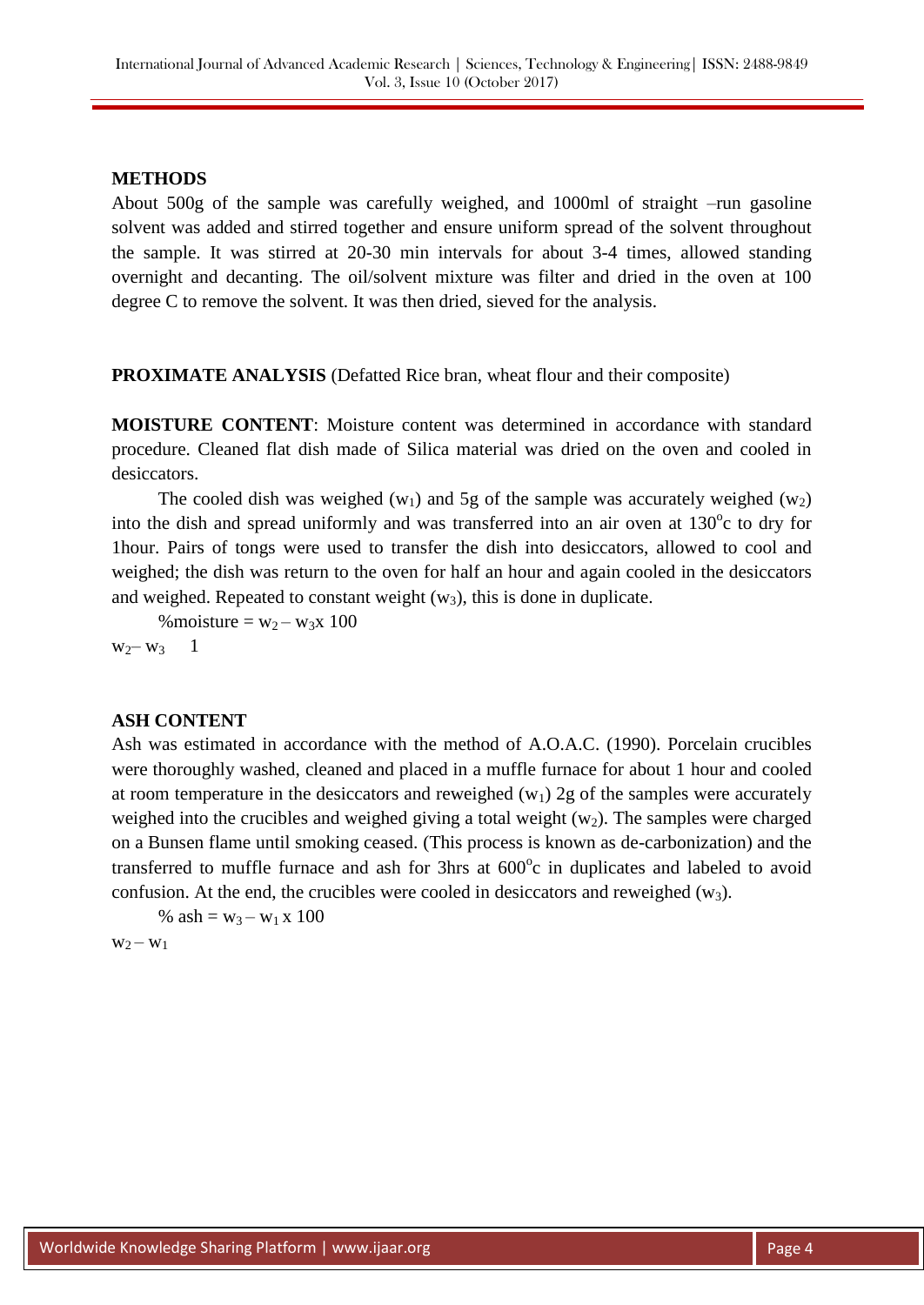## METHODS

About 500g of the sample was carefully weighed, and 1000ml of straight –run gasoline solvent was added and stirred together and ensure uniform spread of the solvent throughout the sample. It was stirred at 20-30 min intervals for about 3-4 times, allowed standing overnight and decanting. The oil/solvent mixture was filter and dried in the oven at 100 degree C to remove the solvent. It was then dried, sieved for the analysis.

**PROXIMATE ANALYSIS** (Defatted Rice bran, wheat flour and their composite)

**MOISTURE CONTENT**: Moisture content was determined in accordance with standard procedure. Cleaned flat dish made of Silica material was dried on the oven and cooled in desiccators.

The cooled dish was weighed ($w_1$) and 5g of the sample was accurately weighed ($w_2$) into the dish and spread uniformly and was transferred into an air oven at $130^o$c to dry for 1hour. Pairs of tongs were used to transfer the dish into desiccators, allowed to cool and weighed; the dish was return to the oven for half an hour and again cooled in the desiccators and weighed. Repeated to constant weight ($w_3$), this is done in duplicate.

%moisture = $w_2 - w_3$x 100

$w_2 - w_3$ 1

## ASH CONTENT

Ash was estimated in accordance with the method of A.O.A.C. (1990). Porcelain crucibles were thoroughly washed, cleaned and placed in a muffle furnace for about 1 hour and cooled at room temperature in the desiccators and reweighed ($w_1$) 2g of the samples were accurately weighed into the crucibles and weighed giving a total weight ($w_2$). The samples were charged on a Bunsen flame until smoking ceased. (This process is known as de-carbonization) and the transferred to muffle furnace and ash for 3hrs at $600^o$c in duplicates and labeled to avoid confusion. At the end, the crucibles were cooled in desiccators and reweighed ($w_3$).

% ash = $w_3 - w_1$ x 100

$w_2 - w_1$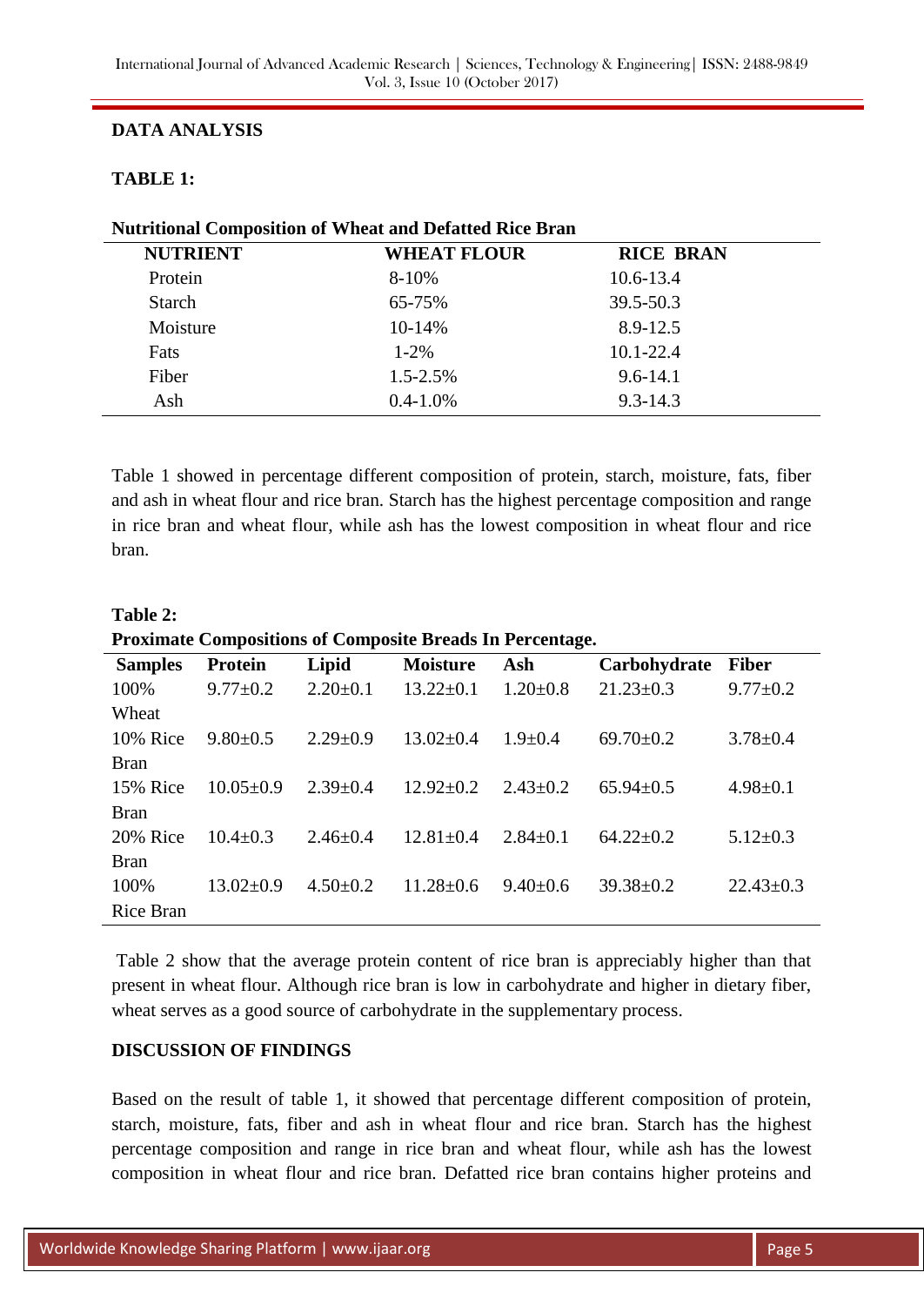## DATA ANALYSIS

**TABLE 1:**

**Nutritional Composition of Wheat and Defatted Rice Bran**

| NUTRIENT | WHEAT FLOUR | RICE BRAN |
|---|---|---|
| Protein | 8-10% | 10.6-13.4 |
| Starch | 65-75% | 39.5-50.3 |
| Moisture | 10-14% | 8.9-12.5 |
| Fats | 1-2% | 10.1-22.4 |
| Fiber | 1.5-2.5% | 9.6-14.1 |
| Ash | 0.4-1.0% | 9.3-14.3 |

Table 1 showed in percentage different composition of protein, starch, moisture, fats, fiber and ash in wheat flour and rice bran. Starch has the highest percentage composition and range in rice bran and wheat flour, while ash has the lowest composition in wheat flour and rice bran.

**Table 2:**

**Proximate Compositions of Composite Breads In Percentage.**

| Samples | Protein | Lipid | Moisture | Ash | Carbohydrate | Fiber |
|---|---|---|---|---|---|---|
| 100% Wheat | 9.77±0.2 | 2.20±0.1 | 13.22±0.1 | 1.20±0.8 | 21.23±0.3 | 9.77±0.2 |
| 10% Rice Bran | 9.80±0.5 | 2.29±0.9 | 13.02±0.4 | 1.9±0.4 | 69.70±0.2 | 3.78±0.4 |
| 15% Rice Bran | 10.05±0.9 | 2.39±0.4 | 12.92±0.2 | 2.43±0.2 | 65.94±0.5 | 4.98±0.1 |
| 20% Rice Bran | 10.4±0.3 | 2.46±0.4 | 12.81±0.4 | 2.84±0.1 | 64.22±0.2 | 5.12±0.3 |
| 100% Rice Bran | 13.02±0.9 | 4.50±0.2 | 11.28±0.6 | 9.40±0.6 | 39.38±0.2 | 22.43±0.3 |

Table 2 show that the average protein content of rice bran is appreciably higher than that present in wheat flour. Although rice bran is low in carbohydrate and higher in dietary fiber, wheat serves as a good source of carbohydrate in the supplementary process.

## DISCUSSION OF FINDINGS

Based on the result of table 1, it showed that percentage different composition of protein, starch, moisture, fats, fiber and ash in wheat flour and rice bran. Starch has the highest percentage composition and range in rice bran and wheat flour, while ash has the lowest composition in wheat flour and rice bran. Defatted rice bran contains higher proteins and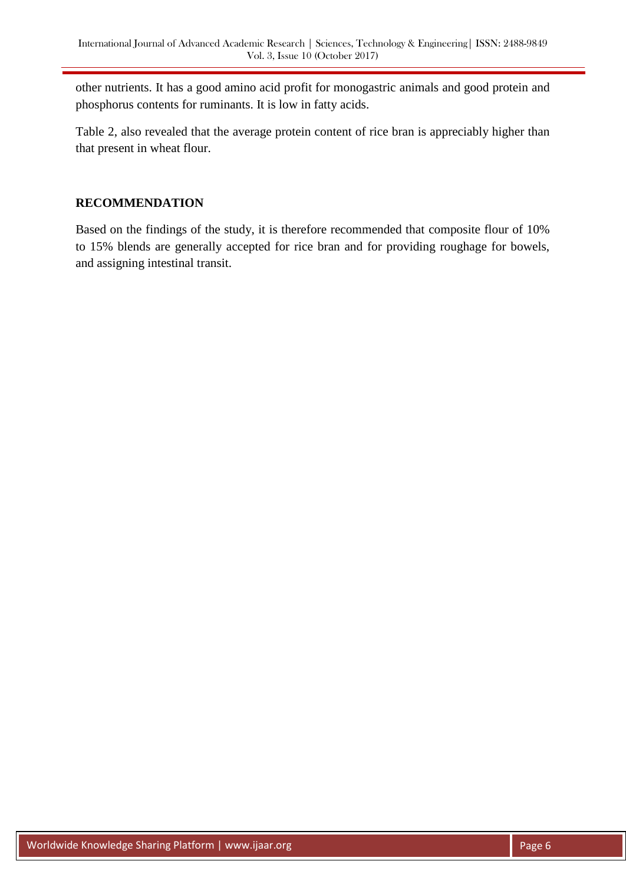other nutrients. It has a good amino acid profit for monogastric animals and good protein and phosphorus contents for ruminants. It is low in fatty acids.

Table 2, also revealed that the average protein content of rice bran is appreciably higher than that present in wheat flour.

## RECOMMENDATION

Based on the findings of the study, it is therefore recommended that composite flour of 10% to 15% blends are generally accepted for rice bran and for providing roughage for bowels, and assigning intestinal transit.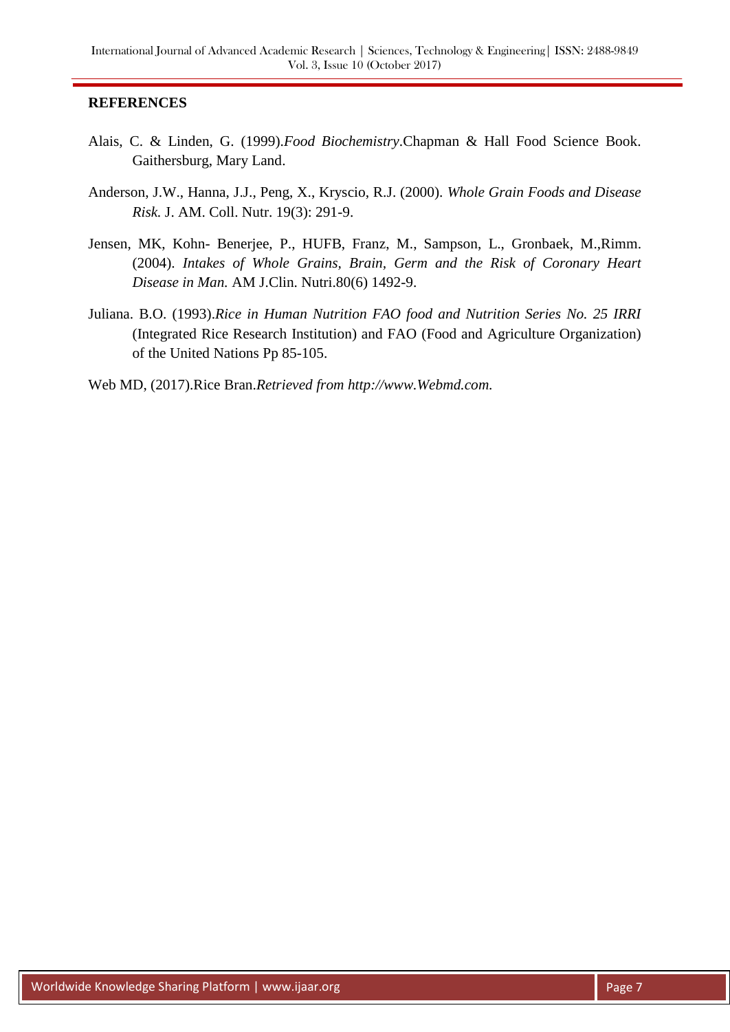## REFERENCES

Alais, C. & Linden, G. (1999).*Food Biochemistry*.Chapman & Hall Food Science Book. Gaithersburg, Mary Land.

Anderson, J.W., Hanna, J.J., Peng, X., Kryscio, R.J. (2000). *Whole Grain Foods and Disease Risk.* J. AM. Coll. Nutr. 19(3): 291-9.

Jensen, MK, Kohn- Benerjee, P., HUFB, Franz, M., Sampson, L., Gronbaek, M.,Rimm. (2004). *Intakes of Whole Grains, Brain, Germ and the Risk of Coronary Heart Disease in Man.* AM J.Clin. Nutri.80(6) 1492-9.

Juliana. B.O. (1993).*Rice in Human Nutrition FAO food and Nutrition Series No. 25 IRRI* (Integrated Rice Research Institution) and FAO (Food and Agriculture Organization) of the United Nations Pp 85-105.

Web MD, (2017).Rice Bran.*Retrieved from http://www.Webmd.com.*